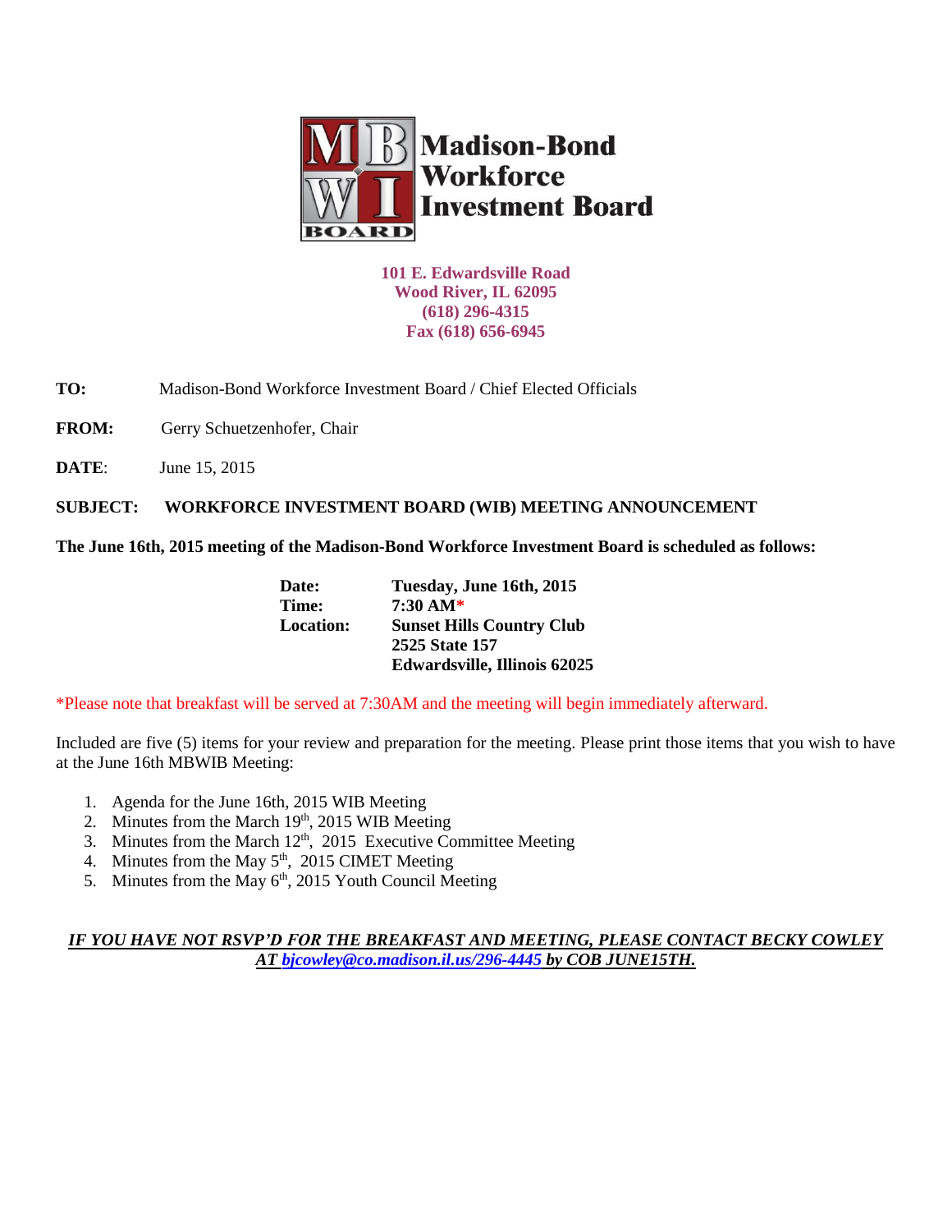# Madison-Bond Workforce Investment Board

**101 E. Edwardsville Road**
**Wood River, IL 62095**
**(618) 296-4315**
**Fax (618) 656-6945**

**TO:** Madison-Bond Workforce Investment Board / Chief Elected Officials

**FROM:** Gerry Schuetzenhofer, Chair

**DATE**: June 15, 2015

**SUBJECT: WORKFORCE INVESTMENT BOARD (WIB) MEETING ANNOUNCEMENT**

**The June 16th, 2015 meeting of the Madison-Bond Workforce Investment Board is scheduled as follows:**

**Date:** **Tuesday, June 16th, 2015**
**Time:** **7:30 AM***
**Location:** **Sunset Hills Country Club**
**2525 State 157**
**Edwardsville, Illinois 62025**

*Please note that breakfast will be served at 7:30AM and the meeting will begin immediately afterward.

Included are five (5) items for your review and preparation for the meeting. Please print those items that you wish to have at the June 16th MBWIB Meeting:

1. Agenda for the June 16th, 2015 WIB Meeting
2. Minutes from the March 19th, 2015 WIB Meeting
3. Minutes from the March 12th, 2015 Executive Committee Meeting
4. Minutes from the May 5th, 2015 CIMET Meeting
5. Minutes from the May 6th, 2015 Youth Council Meeting

***IF YOU HAVE NOT RSVP'D FOR THE BREAKFAST AND MEETING, PLEASE CONTACT BECKY COWLEY AT bjcowley@co.madison.il.us/296-4445 by COB JUNE15TH.***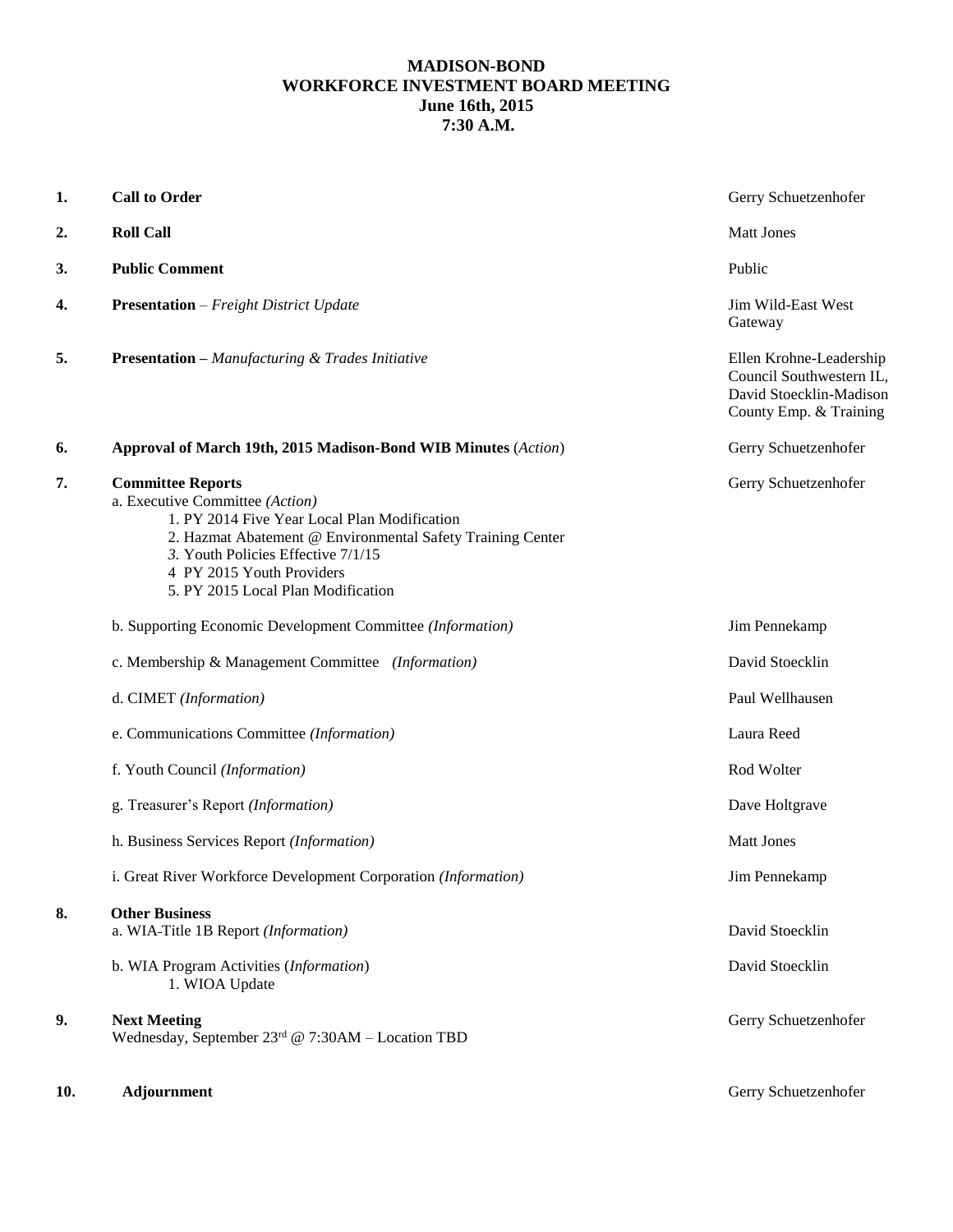# MADISON-BOND
## WORKFORCE INVESTMENT BOARD MEETING
### June 16th, 2015
### 7:30 A.M.

| | | |
|---|---|---|
| **1.** | **Call to Order** | Gerry Schuetzenhofer |
| **2.** | **Roll Call** | Matt Jones |
| **3.** | **Public Comment** | Public |
| **4.** | **Presentation** – *Freight District Update* | Jim Wild-East West Gateway |
| **5.** | **Presentation –** *Manufacturing & Trades Initiative* | Ellen Krohne-Leadership Council Southwestern IL, David Stoecklin-Madison County Emp. & Training |
| **6.** | **Approval of March 19th, 2015 Madison-Bond WIB Minutes** (*Action*) | Gerry Schuetzenhofer |
| **7.** | **Committee Reports**<br>a. Executive Committee *(Action)*<br>1. PY 2014 Five Year Local Plan Modification<br>2. Hazmat Abatement @ Environmental Safety Training Center<br>*3.* Youth Policies Effective 7/1/15<br>4 PY 2015 Youth Providers<br>5. PY 2015 Local Plan Modification | Gerry Schuetzenhofer |
| | b. Supporting Economic Development Committee *(Information)* | Jim Pennekamp |
| | c. Membership & Management Committee *(Information)* | David Stoecklin |
| | d. CIMET *(Information)* | Paul Wellhausen |
| | e. Communications Committee *(Information)* | Laura Reed |
| | f. Youth Council *(Information)* | Rod Wolter |
| | g. Treasurer's Report *(Information)* | Dave Holtgrave |
| | h. Business Services Report *(Information)* | Matt Jones |
| | i. Great River Workforce Development Corporation *(Information)* | Jim Pennekamp |
| **8.** | **Other Business**<br>a. WIA-Title 1B Report *(Information)* | David Stoecklin |
| | b. WIA Program Activities (*Information*)<br>1. WIOA Update | David Stoecklin |
| **9.** | **Next Meeting**<br>Wednesday, September 23rd @ 7:30AM – Location TBD | Gerry Schuetzenhofer |
| **10.** | **Adjournment** | Gerry Schuetzenhofer |